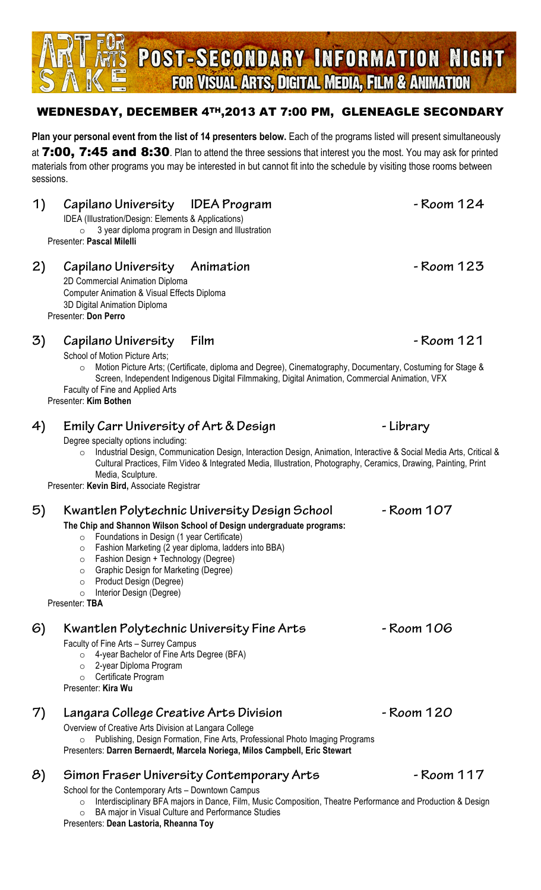# ART FOR ARTS SAKE — POST-SECONDARY INFORMATION NIGHT

## FOR VISUAL ARTS, DIGITAL MEDIA, FILM & ANIMATION

### WEDNESDAY, DECEMBER 4TH, 2013 AT 7:00 PM, GLENEAGLE SECONDARY

**Plan your personal event from the list of 14 presenters below.** Each of the programs listed will present simultaneously at **7:00, 7:45 and 8:30**. Plan to attend the three sessions that interest you the most. You may ask for printed materials from other programs you may be interested in but cannot fit into the schedule by visiting those rooms between sessions.

### 1) Capilano University IDEA Program - Room 124

IDEA (Illustration/Design: Elements & Applications)

- 3 year diploma program in Design and Illustration

Presenter: **Pascal Milelli**

### 2) Capilano University Animation - Room 123

2D Commercial Animation Diploma
Computer Animation & Visual Effects Diploma
3D Digital Animation Diploma

Presenter: **Don Perro**

### 3) Capilano University Film - Room 121

School of Motion Picture Arts;

- Motion Picture Arts; (Certificate, diploma and Degree), Cinematography, Documentary, Costuming for Stage & Screen, Independent Indigenous Digital Filmmaking, Digital Animation, Commercial Animation, VFX

Faculty of Fine and Applied Arts

Presenter: **Kim Bothen**

### 4) Emily Carr University of Art & Design - Library

Degree specialty options including:

- Industrial Design, Communication Design, Interaction Design, Animation, Interactive & Social Media Arts, Critical & Cultural Practices, Film Video & Integrated Media, Illustration, Photography, Ceramics, Drawing, Painting, Print Media, Sculpture.

Presenter: **Kevin Bird,** Associate Registrar

### 5) Kwantlen Polytechnic University Design School - Room 107

**The Chip and Shannon Wilson School of Design undergraduate programs:**

- Foundations in Design (1 year Certificate)
- Fashion Marketing (2 year diploma, ladders into BBA)
- Fashion Design + Technology (Degree)
- Graphic Design for Marketing (Degree)
- Product Design (Degree)
- Interior Design (Degree)

Presenter: **TBA**

### 6) Kwantlen Polytechnic University Fine Arts - Room 106

Faculty of Fine Arts – Surrey Campus

- 4-year Bachelor of Fine Arts Degree (BFA)
- 2-year Diploma Program
- Certificate Program

Presenter: **Kira Wu**

### 7) Langara College Creative Arts Division - Room 120

Overview of Creative Arts Division at Langara College

- Publishing, Design Formation, Fine Arts, Professional Photo Imaging Programs

Presenters: **Darren Bernaerdt, Marcela Noriega, Milos Campbell, Eric Stewart**

### 8) Simon Fraser University Contemporary Arts - Room 117

School for the Contemporary Arts – Downtown Campus

- Interdisciplinary BFA majors in Dance, Film, Music Composition, Theatre Performance and Production & Design
- BA major in Visual Culture and Performance Studies

Presenters: **Dean Lastoria, Rheanna Toy**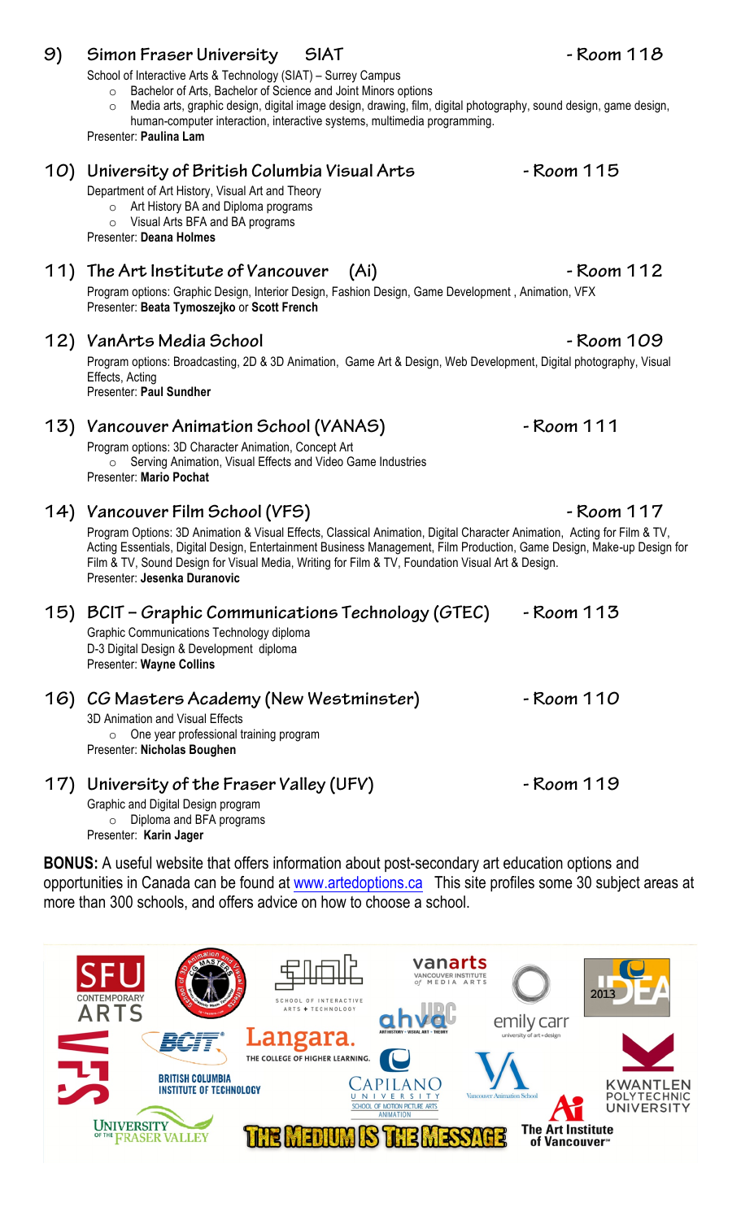## 9) Simon Fraser University SIAT - Room 118

School of Interactive Arts & Technology (SIAT) – Surrey Campus

- Bachelor of Arts, Bachelor of Science and Joint Minors options
- Media arts, graphic design, digital image design, drawing, film, digital photography, sound design, game design, human-computer interaction, interactive systems, multimedia programming.

Presenter: **Paulina Lam**

## 10) University of British Columbia Visual Arts - Room 115

Department of Art History, Visual Art and Theory

- Art History BA and Diploma programs
- Visual Arts BFA and BA programs

Presenter: **Deana Holmes**

## 11) The Art Institute of Vancouver (Ai) - Room 112

Program options: Graphic Design, Interior Design, Fashion Design, Game Development , Animation, VFX
Presenter: **Beata Tymoszejko** or **Scott French**

## 12) VanArts Media School - Room 109

Program options: Broadcasting, 2D & 3D Animation, Game Art & Design, Web Development, Digital photography, Visual Effects, Acting
Presenter: **Paul Sundher**

## 13) Vancouver Animation School (VANAS) - Room 111

Program options: 3D Character Animation, Concept Art

- Serving Animation, Visual Effects and Video Game Industries

Presenter: **Mario Pochat**

## 14) Vancouver Film School (VFS) - Room 117

Program Options: 3D Animation & Visual Effects, Classical Animation, Digital Character Animation, Acting for Film & TV, Acting Essentials, Digital Design, Entertainment Business Management, Film Production, Game Design, Make-up Design for Film & TV, Sound Design for Visual Media, Writing for Film & TV, Foundation Visual Art & Design.
Presenter: **Jesenka Duranovic**

## 15) BCIT – Graphic Communications Technology (GTEC) - Room 113

Graphic Communications Technology diploma
D-3 Digital Design & Development diploma
Presenter: **Wayne Collins**

## 16) CG Masters Academy (New Westminster) - Room 110

3D Animation and Visual Effects

- One year professional training program

Presenter: **Nicholas Boughen**

## 17) University of the Fraser Valley (UFV) - Room 119

Graphic and Digital Design program

- Diploma and BFA programs

Presenter: **Karin Jager**

**BONUS:** A useful website that offers information about post-secondary art education options and opportunities in Canada can be found at www.artedoptions.ca This site profiles some 30 subject areas at more than 300 schools, and offers advice on how to choose a school.